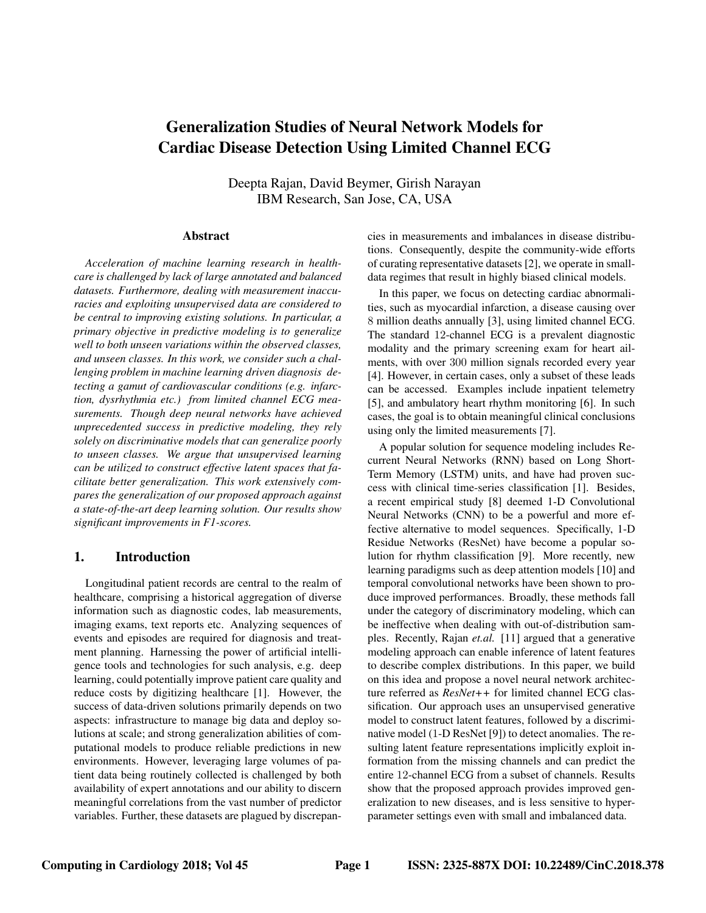# Generalization Studies of Neural Network Models for Cardiac Disease Detection Using Limited Channel ECG

Deepta Rajan, David Beymer, Girish Narayan
IBM Research, San Jose, CA, USA

## Abstract

*Acceleration of machine learning research in healthcare is challenged by lack of large annotated and balanced datasets. Furthermore, dealing with measurement inaccuracies and exploiting unsupervised data are considered to be central to improving existing solutions. In particular, a primary objective in predictive modeling is to generalize well to both unseen variations within the observed classes, and unseen classes. In this work, we consider such a challenging problem in machine learning driven diagnosis detecting a gamut of cardiovascular conditions (e.g. infarction, dysrhythmia etc.) from limited channel ECG measurements. Though deep neural networks have achieved unprecedented success in predictive modeling, they rely solely on discriminative models that can generalize poorly to unseen classes. We argue that unsupervised learning can be utilized to construct effective latent spaces that facilitate better generalization. This work extensively compares the generalization of our proposed approach against a state-of-the-art deep learning solution. Our results show significant improvements in F1-scores.*

## 1. Introduction

Longitudinal patient records are central to the realm of healthcare, comprising a historical aggregation of diverse information such as diagnostic codes, lab measurements, imaging exams, text reports etc. Analyzing sequences of events and episodes are required for diagnosis and treatment planning. Harnessing the power of artificial intelligence tools and technologies for such analysis, e.g. deep learning, could potentially improve patient care quality and reduce costs by digitizing healthcare [1]. However, the success of data-driven solutions primarily depends on two aspects: infrastructure to manage big data and deploy solutions at scale; and strong generalization abilities of computational models to produce reliable predictions in new environments. However, leveraging large volumes of patient data being routinely collected is challenged by both availability of expert annotations and our ability to discern meaningful correlations from the vast number of predictor variables. Further, these datasets are plagued by discrepancies in measurements and imbalances in disease distributions. Consequently, despite the community-wide efforts of curating representative datasets [2], we operate in small-data regimes that result in highly biased clinical models.

In this paper, we focus on detecting cardiac abnormalities, such as myocardial infarction, a disease causing over $8$ million deaths annually [3], using limited channel ECG. The standard $12$-channel ECG is a prevalent diagnostic modality and the primary screening exam for heart ailments, with over $300$ million signals recorded every year [4]. However, in certain cases, only a subset of these leads can be accessed. Examples include inpatient telemetry [5], and ambulatory heart rhythm monitoring [6]. In such cases, the goal is to obtain meaningful clinical conclusions using only the limited measurements [7].

A popular solution for sequence modeling includes Recurrent Neural Networks (RNN) based on Long Short-Term Memory (LSTM) units, and have had proven success with clinical time-series classification [1]. Besides, a recent empirical study [8] deemed 1-D Convolutional Neural Networks (CNN) to be a powerful and more effective alternative to model sequences. Specifically, 1-D Residue Networks (ResNet) have become a popular solution for rhythm classification [9]. More recently, new learning paradigms such as deep attention models [10] and temporal convolutional networks have been shown to produce improved performances. Broadly, these methods fall under the category of discriminatory modeling, which can be ineffective when dealing with out-of-distribution samples. Recently, Rajan *et.al.* [11] argued that a generative modeling approach can enable inference of latent features to describe complex distributions. In this paper, we build on this idea and propose a novel neural network architecture referred as *ResNet++* for limited channel ECG classification. Our approach uses an unsupervised generative model to construct latent features, followed by a discriminative model (1-D ResNet [9]) to detect anomalies. The resulting latent feature representations implicitly exploit information from the missing channels and can predict the entire $12$-channel ECG from a subset of channels. Results show that the proposed approach provides improved generalization to new diseases, and is less sensitive to hyper-parameter settings even with small and imbalanced data.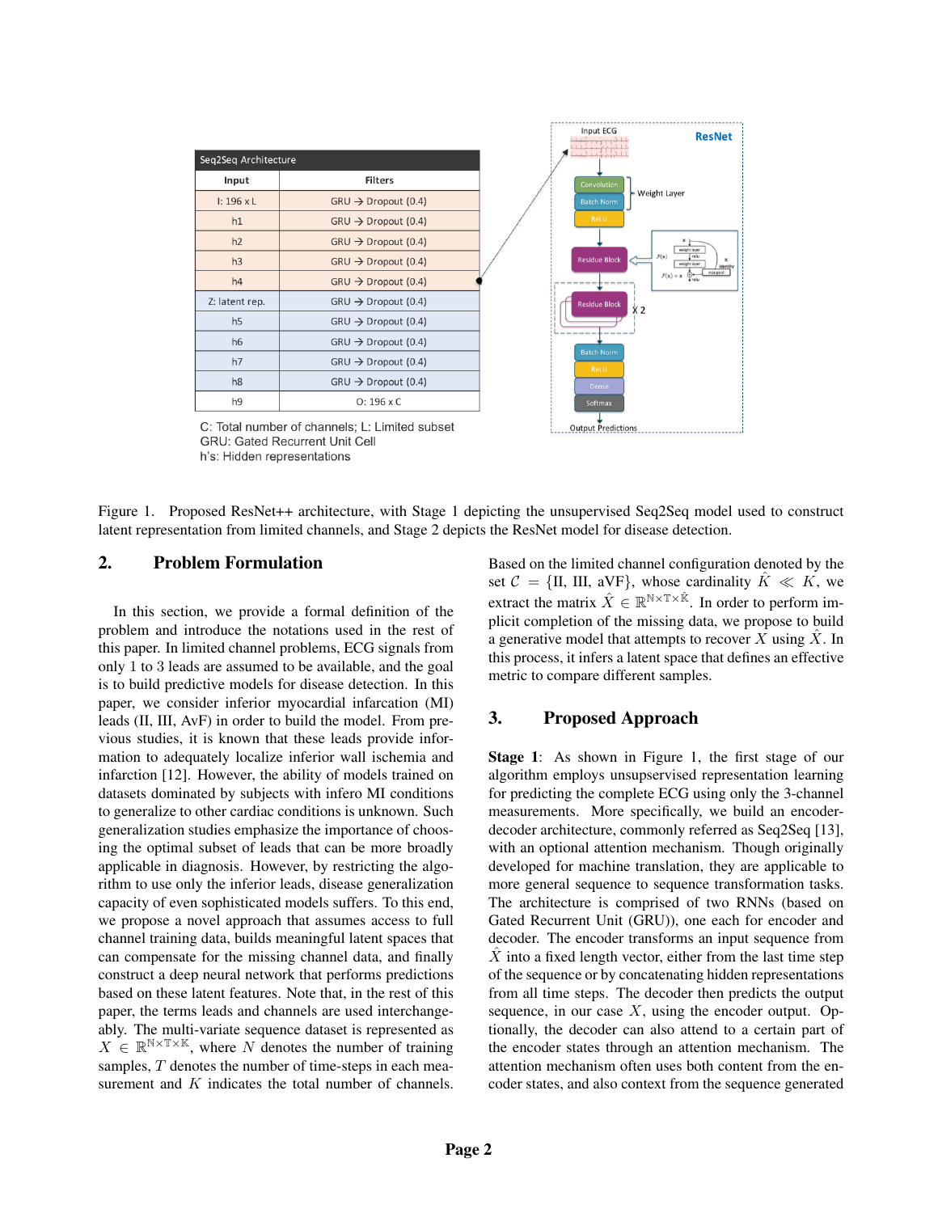| Seq2Seq Architecture | |
|---|---|
| **Input** | **Filters** |
| I: 196 x L | GRU → Dropout (0.4) |
| h1 | GRU → Dropout (0.4) |
| h2 | GRU → Dropout (0.4) |
| h3 | GRU → Dropout (0.4) |
| h4 | GRU → Dropout (0.4) |
| Z: latent rep. | GRU → Dropout (0.4) |
| h5 | GRU → Dropout (0.4) |
| h6 | GRU → Dropout (0.4) |
| h7 | GRU → Dropout (0.4) |
| h8 | GRU → Dropout (0.4) |
| h9 | O: 196 x C |

C: Total number of channels; L: Limited subset
GRU: Gated Recurrent Unit Cell
h's: Hidden representations

Figure 1. Proposed ResNet++ architecture, with Stage 1 depicting the unsupervised Seq2Seq model used to construct latent representation from limited channels, and Stage 2 depicts the ResNet model for disease detection.

## 2. Problem Formulation

In this section, we provide a formal definition of the problem and introduce the notations used in the rest of this paper. In limited channel problems, ECG signals from only 1 to 3 leads are assumed to be available, and the goal is to build predictive models for disease detection. In this paper, we consider inferior myocardial infarction (MI) leads (II, III, AvF) in order to build the model. From previous studies, it is known that these leads provide information to adequately localize inferior wall ischemia and infarction [12]. However, the ability of models trained on datasets dominated by subjects with infero MI conditions to generalize to other cardiac conditions is unknown. Such generalization studies emphasize the importance of choosing the optimal subset of leads that can be more broadly applicable in diagnosis. However, by restricting the algorithm to use only the inferior leads, disease generalization capacity of even sophisticated models suffers. To this end, we propose a novel approach that assumes access to full channel training data, builds meaningful latent spaces that can compensate for the missing channel data, and finally construct a deep neural network that performs predictions based on these latent features. Note that, in the rest of this paper, the terms leads and channels are used interchangeably. The multi-variate sequence dataset is represented as $X \in \mathbb{R}^{\mathbb{N} \times \mathbb{T} \times \mathbb{K}}$, where $N$ denotes the number of training samples, $T$ denotes the number of time-steps in each measurement and $K$ indicates the total number of channels. Based on the limited channel configuration denoted by the set $\mathcal{C} = \{\text{II, III, aVF}\}$, whose cardinality $\hat{K} \ll K$, we extract the matrix $\hat{X} \in \mathbb{R}^{\mathbb{N} \times \mathbb{T} \times \hat{\mathbb{K}}}$. In order to perform implicit completion of the missing data, we propose to build a generative model that attempts to recover $X$ using $\hat{X}$. In this process, it infers a latent space that defines an effective metric to compare different samples.

## 3. Proposed Approach

**Stage 1**: As shown in Figure 1, the first stage of our algorithm employs unsupervised representation learning for predicting the complete ECG using only the 3-channel measurements. More specifically, we build an encoder-decoder architecture, commonly referred as Seq2Seq [13], with an optional attention mechanism. Though originally developed for machine translation, they are applicable to more general sequence to sequence transformation tasks. The architecture is comprised of two RNNs (based on Gated Recurrent Unit (GRU)), one each for encoder and decoder. The encoder transforms an input sequence from $\hat{X}$ into a fixed length vector, either from the last time step of the sequence or by concatenating hidden representations from all time steps. The decoder then predicts the output sequence, in our case $X$, using the encoder output. Optionally, the decoder can also attend to a certain part of the encoder states through an attention mechanism. The attention mechanism often uses both content from the encoder states, and also context from the sequence generated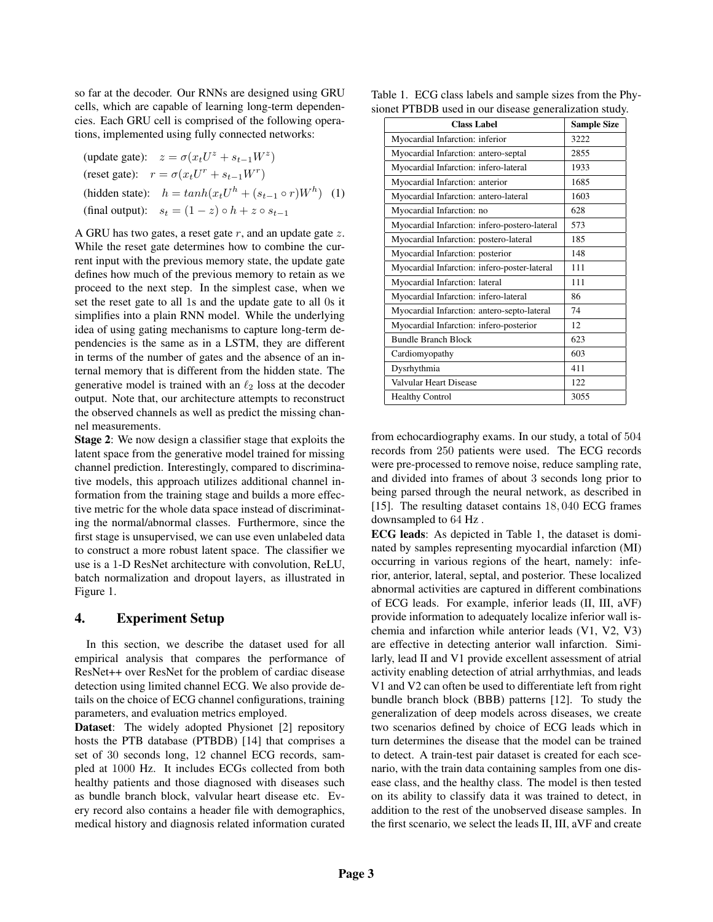so far at the decoder. Our RNNs are designed using GRU cells, which are capable of learning long-term dependencies. Each GRU cell is comprised of the following operations, implemented using fully connected networks:

$$
\begin{aligned}
&\text{(update gate):} \quad z = \sigma(x_t U^z + s_{t-1} W^z) \\
&\text{(reset gate):} \quad r = \sigma(x_t U^r + s_{t-1} W^r) \\
&\text{(hidden state):} \quad h = tanh(x_t U^h + (s_{t-1} \circ r) W^h) \quad (1) \\
&\text{(final output):} \quad s_t = (1 - z) \circ h + z \circ s_{t-1}
\end{aligned}
$$

A GRU has two gates, a reset gate $r$, and an update gate $z$. While the reset gate determines how to combine the current input with the previous memory state, the update gate defines how much of the previous memory to retain as we proceed to the next step. In the simplest case, when we set the reset gate to all 1s and the update gate to all 0s it simplifies into a plain RNN model. While the underlying idea of using gating mechanisms to capture long-term dependencies is the same as in a LSTM, they are different in terms of the number of gates and the absence of an internal memory that is different from the hidden state. The generative model is trained with an $\ell_2$ loss at the decoder output. Note that, our architecture attempts to reconstruct the observed channels as well as predict the missing channel measurements.

**Stage 2**: We now design a classifier stage that exploits the latent space from the generative model trained for missing channel prediction. Interestingly, compared to discriminative models, this approach utilizes additional channel information from the training stage and builds a more effective metric for the whole data space instead of discriminating the normal/abnormal classes. Furthermore, since the first stage is unsupervised, we can use even unlabeled data to construct a more robust latent space. The classifier we use is a 1-D ResNet architecture with convolution, ReLU, batch normalization and dropout layers, as illustrated in Figure 1.

## 4. Experiment Setup

In this section, we describe the dataset used for all empirical analysis that compares the performance of ResNet++ over ResNet for the problem of cardiac disease detection using limited channel ECG. We also provide details on the choice of ECG channel configurations, training parameters, and evaluation metrics employed.

**Dataset**: The widely adopted Physionet [2] repository hosts the PTB database (PTBDB) [14] that comprises a set of 30 seconds long, 12 channel ECG records, sampled at 1000 Hz. It includes ECGs collected from both healthy patients and those diagnosed with diseases such as bundle branch block, valvular heart disease etc. Every record also contains a header file with demographics, medical history and diagnosis related information curated from echocardiography exams. In our study, a total of 504 records from 250 patients were used. The ECG records were pre-processed to remove noise, reduce sampling rate, and divided into frames of about 3 seconds long prior to being parsed through the neural network, as described in [15]. The resulting dataset contains 18,040 ECG frames downsampled to 64 Hz .

Table 1. ECG class labels and sample sizes from the Physionet PTBDB used in our disease generalization study.

| Class Label | Sample Size |
|---|---|
| Myocardial Infarction: inferior | 3222 |
| Myocardial Infarction: antero-septal | 2855 |
| Myocardial Infarction: infero-lateral | 1933 |
| Myocardial Infarction: anterior | 1685 |
| Myocardial Infarction: antero-lateral | 1603 |
| Myocardial Infarction: no | 628 |
| Myocardial Infarction: infero-postero-lateral | 573 |
| Myocardial Infarction: postero-lateral | 185 |
| Myocardial Infarction: posterior | 148 |
| Myocardial Infarction: infero-poster-lateral | 111 |
| Myocardial Infarction: lateral | 111 |
| Myocardial Infarction: infero-lateral | 86 |
| Myocardial Infarction: antero-septo-lateral | 74 |
| Myocardial Infarction: infero-posterior | 12 |
| Bundle Branch Block | 623 |
| Cardiomyopathy | 603 |
| Dysrhythmia | 411 |
| Valvular Heart Disease | 122 |
| Healthy Control | 3055 |

**ECG leads**: As depicted in Table 1, the dataset is dominated by samples representing myocardial infarction (MI) occurring in various regions of the heart, namely: inferior, anterior, lateral, septal, and posterior. These localized abnormal activities are captured in different combinations of ECG leads. For example, inferior leads (II, III, aVF) provide information to adequately localize inferior wall ischemia and infarction while anterior leads (V1, V2, V3) are effective in detecting anterior wall infarction. Similarly, lead II and V1 provide excellent assessment of atrial activity enabling detection of atrial arrhythmias, and leads V1 and V2 can often be used to differentiate left from right bundle branch block (BBB) patterns [12]. To study the generalization of deep models across diseases, we create two scenarios defined by choice of ECG leads which in turn determines the disease that the model can be trained to detect. A train-test pair dataset is created for each scenario, with the train data containing samples from one disease class, and the healthy class. The model is then tested on its ability to classify data it was trained to detect, in addition to the rest of the unobserved disease samples. In the first scenario, we select the leads II, III, aVF and create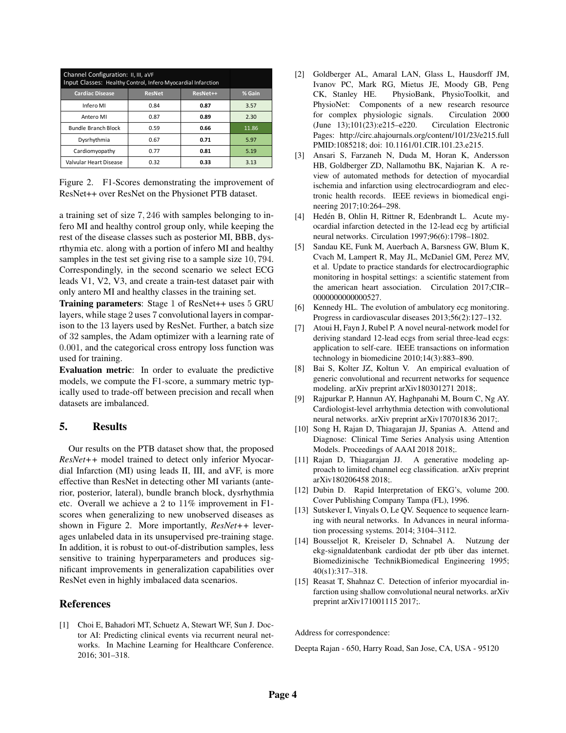| Channel Configuration: II, III, aVF<br>Input Classes: Healthy Control, Infero Myocardial Infarction | | | |
|---|---|---|---|
| **Cardiac Disease** | **ResNet** | **ResNet++** | **% Gain** |
| Infero MI | 0.84 | **0.87** | 3.57 |
| Antero MI | 0.87 | **0.89** | 2.30 |
| Bundle Branch Block | 0.59 | **0.66** | 11.86 |
| Dysrhythmia | 0.67 | **0.71** | 5.97 |
| Cardiomyopathy | 0.77 | **0.81** | 5.19 |
| Valvular Heart Disease | 0.32 | **0.33** | 3.13 |

Figure 2. F1-Scores demonstrating the improvement of ResNet++ over ResNet on the Physionet PTB dataset.

a training set of size $7,246$ with samples belonging to infero MI and healthy control group only, while keeping the rest of the disease classes such as posterior MI, BBB, dysrthymia etc. along with a portion of infero MI and healthy samples in the test set giving rise to a sample size $10,794$. Correspondingly, in the second scenario we select ECG leads V1, V2, V3, and create a train-test dataset pair with only antero MI and healthy classes in the training set.

**Training parameters**: Stage $1$ of ResNet++ uses $5$ GRU layers, while stage $2$ uses $7$ convolutional layers in comparison to the $13$ layers used by ResNet. Further, a batch size of $32$ samples, the Adam optimizer with a learning rate of $0.001$, and the categorical cross entropy loss function was used for training.

**Evaluation metric**: In order to evaluate the predictive models, we compute the F1-score, a summary metric typically used to trade-off between precision and recall when datasets are imbalanced.

## 5. Results

Our results on the PTB dataset show that, the proposed *ResNet++* model trained to detect only inferior Myocardial Infarction (MI) using leads II, III, and aVF, is more effective than ResNet in detecting other MI variants (anterior, posterior, lateral), bundle branch block, dysrhythmia etc. Overall we achieve a 2 to $11\%$ improvement in F1-scores when generalizing to new unobserved diseases as shown in Figure 2. More importantly, *ResNet++* leverages unlabeled data in its unsupervised pre-training stage. In addition, it is robust to out-of-distribution samples, less sensitive to training hyperparameters and produces significant improvements in generalization capabilities over ResNet even in highly imbalaced data scenarios.

## References

[1] Choi E, Bahadori MT, Schuetz A, Stewart WF, Sun J. Doctor AI: Predicting clinical events via recurrent neural networks. In Machine Learning for Healthcare Conference. 2016; 301–318.

[2] Goldberger AL, Amaral LAN, Glass L, Hausdorff JM, Ivanov PC, Mark RG, Mietus JE, Moody GB, Peng CK, Stanley HE. PhysioBank, PhysioToolkit, and PhysioNet: Components of a new research resource for complex physiologic signals. Circulation 2000 (June 13);101(23):e215–e220. Circulation Electronic Pages: http://circ.ahajournals.org/content/101/23/e215.full PMID:1085218; doi: 10.1161/01.CIR.101.23.e215.

[3] Ansari S, Farzaneh N, Duda M, Horan K, Andersson HB, Goldberger ZD, Nallamothu BK, Najarian K. A review of automated methods for detection of myocardial ischemia and infarction using electrocardiogram and electronic health records. IEEE reviews in biomedical engineering 2017;10:264–298.

[4] Hedén B, Ohlin H, Rittner R, Edenbrandt L. Acute myocardial infarction detected in the 12-lead ecg by artificial neural networks. Circulation 1997;96(6):1798–1802.

[5] Sandau KE, Funk M, Auerbach A, Barsness GW, Blum K, Cvach M, Lampert R, May JL, McDaniel GM, Perez MV, et al. Update to practice standards for electrocardiographic monitoring in hospital settings: a scientific statement from the american heart association. Circulation 2017;CIR–0000000000000527.

[6] Kennedy HL. The evolution of ambulatory ecg monitoring. Progress in cardiovascular diseases 2013;56(2):127–132.

[7] Atoui H, Fayn J, Rubel P. A novel neural-network model for deriving standard 12-lead ecgs from serial three-lead ecgs: application to self-care. IEEE transactions on information technology in biomedicine 2010;14(3):883–890.

[8] Bai S, Kolter JZ, Koltun V. An empirical evaluation of generic convolutional and recurrent networks for sequence modeling. arXiv preprint arXiv180301271 2018;.

[9] Rajpurkar P, Hannun AY, Haghpanahi M, Bourn C, Ng AY. Cardiologist-level arrhythmia detection with convolutional neural networks. arXiv preprint arXiv170701836 2017;.

[10] Song H, Rajan D, Thiagarajan JJ, Spanias A. Attend and Diagnose: Clinical Time Series Analysis using Attention Models. Proceedings of AAAI 2018 2018;.

[11] Rajan D, Thiagarajan JJ. A generative modeling approach to limited channel ecg classification. arXiv preprint arXiv180206458 2018;.

[12] Dubin D. Rapid Interpretation of EKG's, volume 200. Cover Publishing Company Tampa (FL), 1996.

[13] Sutskever I, Vinyals O, Le QV. Sequence to sequence learning with neural networks. In Advances in neural information processing systems. 2014; 3104–3112.

[14] Bousseljot R, Kreiseler D, Schnabel A. Nutzung der ekg-signaldatenbank cardiodat der ptb über das internet. Biomedizinische TechnikBiomedical Engineering 1995; 40(s1):317–318.

[15] Reasat T, Shahnaz C. Detection of inferior myocardial infarction using shallow convolutional neural networks. arXiv preprint arXiv171001115 2017;.

Address for correspondence:

Deepta Rajan - 650, Harry Road, San Jose, CA, USA - 95120